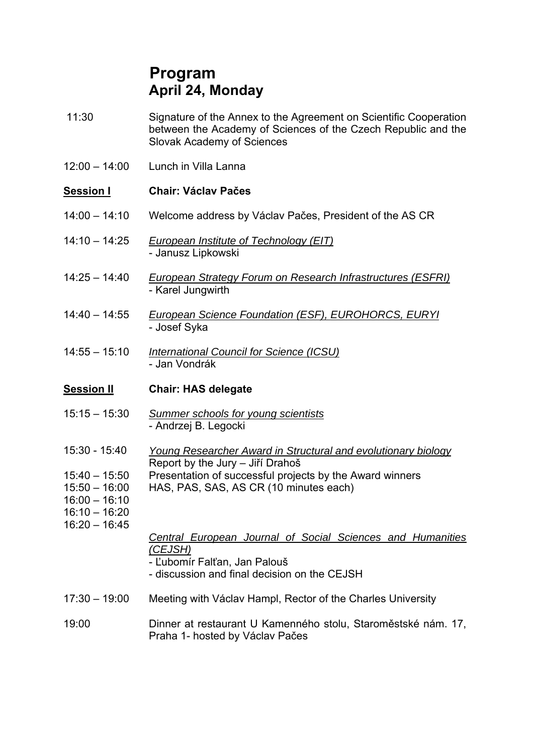# Program
## April 24, Monday

11:30 Signature of the Annex to the Agreement on Scientific Cooperation between the Academy of Sciences of the Czech Republic and the Slovak Academy of Sciences

12:00 – 14:00 Lunch in Villa Lanna

**Session I** **Chair: Václav Pačes**

14:00 – 14:10 Welcome address by Václav Pačes, President of the AS CR

14:10 – 14:25 *European Institute of Technology (EIT)*
- Janusz Lipkowski

14:25 – 14:40 *European Strategy Forum on Research Infrastructures (ESFRI)*
- Karel Jungwirth

14:40 – 14:55 *European Science Foundation (ESF), EUROHORCS, EURYI*
- Josef Syka

14:55 – 15:10 *International Council for Science (ICSU)*
- Jan Vondrák

**Session II** **Chair: HAS delegate**

15:15 – 15:30 *Summer schools for young scientists*
- Andrzej B. Legocki

15:30 - 15:40 *Young Researcher Award in Structural and evolutionary biology*
Report by the Jury – Jiří Drahoš

15:40 – 15:50
15:50 – 16:00
16:00 – 16:10
16:10 – 16:20

Presentation of successful projects by the Award winners
HAS, PAS, SAS, AS CR (10 minutes each)

16:20 – 16:45 *Central European Journal of Social Sciences and Humanities (CEJSH)*
- Ľubomír Falťan, Jan Palouš
- discussion and final decision on the CEJSH

17:30 – 19:00 Meeting with Václav Hampl, Rector of the Charles University

19:00 Dinner at restaurant U Kamenného stolu, Staroměstské nám. 17, Praha 1- hosted by Václav Pačes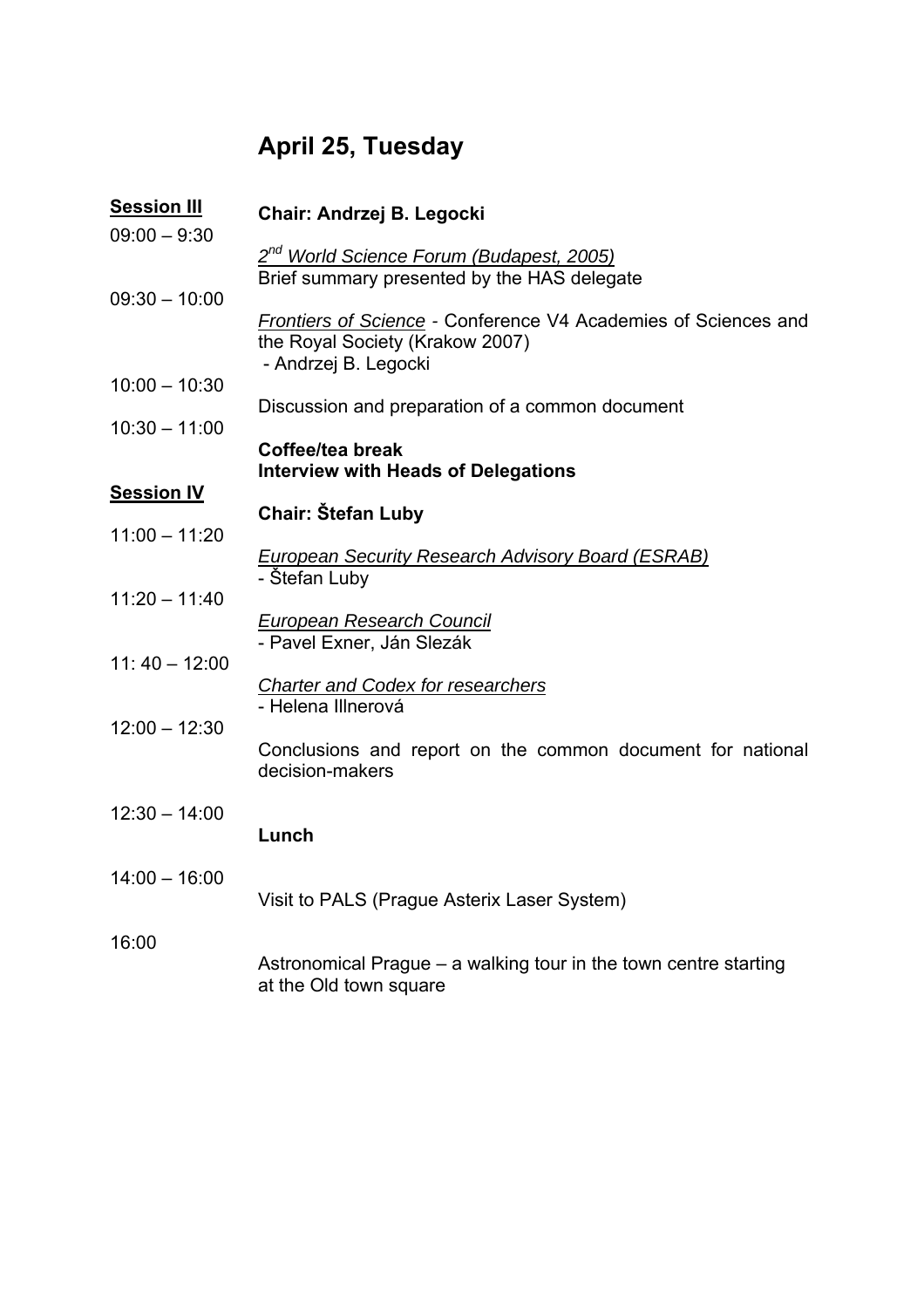## April 25, Tuesday

| | |
|---|---|
| **Session III** | **Chair: Andrzej B. Legocki** |
| 09:00 – 9:30 | 2nd *World Science Forum (Budapest, 2005)*<br>Brief summary presented by the HAS delegate |
| 09:30 – 10:00 | *Frontiers of Science* - Conference V4 Academies of Sciences and the Royal Society (Krakow 2007)<br>- Andrzej B. Legocki |
| 10:00 – 10:30 | Discussion and preparation of a common document |
| 10:30 – 11:00 | **Coffee/tea break**<br>**Interview with Heads of Delegations** |
| **Session IV** | **Chair: Štefan Luby** |
| 11:00 – 11:20 | *European Security Research Advisory Board (ESRAB)*<br>- Štefan Luby |
| 11:20 – 11:40 | *European Research Council*<br>- Pavel Exner, Ján Slezák |
| 11: 40 – 12:00 | *Charter and Codex for researchers*<br>- Helena Illnerová |
| 12:00 – 12:30 | Conclusions and report on the common document for national decision-makers |
| 12:30 – 14:00 | **Lunch** |
| 14:00 – 16:00 | Visit to PALS (Prague Asterix Laser System) |
| 16:00 | Astronomical Prague – a walking tour in the town centre starting at the Old town square |